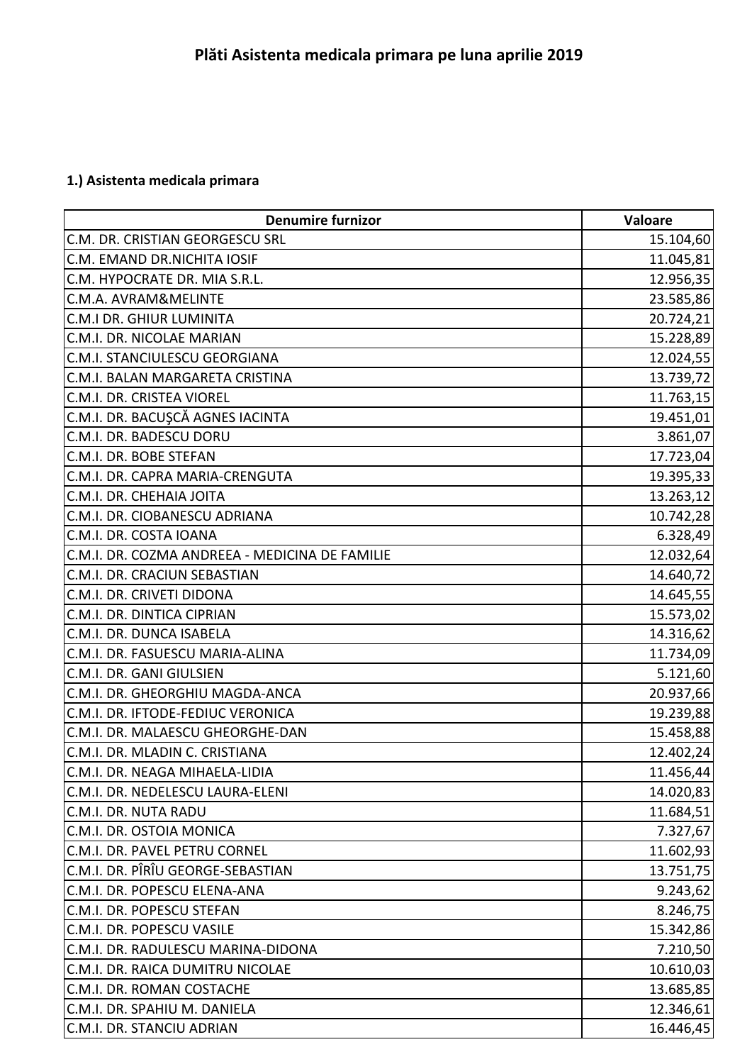# Plăti Asistenta medicala primara pe luna aprilie 2019

## 1.) Asistenta medicala primara

| Denumire furnizor | Valoare |
|---|---:|
| C.M. DR. CRISTIAN GEORGESCU SRL | 15.104,60 |
| C.M. EMAND DR.NICHITA IOSIF | 11.045,81 |
| C.M. HYPOCRATE DR. MIA S.R.L. | 12.956,35 |
| C.M.A. AVRAM&MELINTE | 23.585,86 |
| C.M.I DR. GHIUR LUMINITA | 20.724,21 |
| C.M.I. DR. NICOLAE MARIAN | 15.228,89 |
| C.M.I. STANCIULESCU GEORGIANA | 12.024,55 |
| C.M.I. BALAN MARGARETA CRISTINA | 13.739,72 |
| C.M.I. DR. CRISTEA VIOREL | 11.763,15 |
| C.M.I. DR. BACUŞCĂ AGNES IACINTA | 19.451,01 |
| C.M.I. DR. BADESCU DORU | 3.861,07 |
| C.M.I. DR. BOBE STEFAN | 17.723,04 |
| C.M.I. DR. CAPRA MARIA-CRENGUTA | 19.395,33 |
| C.M.I. DR. CHEHAIA JOITA | 13.263,12 |
| C.M.I. DR. CIOBANESCU ADRIANA | 10.742,28 |
| C.M.I. DR. COSTA IOANA | 6.328,49 |
| C.M.I. DR. COZMA ANDREEA - MEDICINA DE FAMILIE | 12.032,64 |
| C.M.I. DR. CRACIUN SEBASTIAN | 14.640,72 |
| C.M.I. DR. CRIVETI DIDONA | 14.645,55 |
| C.M.I. DR. DINTICA CIPRIAN | 15.573,02 |
| C.M.I. DR. DUNCA ISABELA | 14.316,62 |
| C.M.I. DR. FASUESCU MARIA-ALINA | 11.734,09 |
| C.M.I. DR. GANI GIULSIEN | 5.121,60 |
| C.M.I. DR. GHEORGHIU MAGDA-ANCA | 20.937,66 |
| C.M.I. DR. IFTODE-FEDIUC VERONICA | 19.239,88 |
| C.M.I. DR. MALAESCU GHEORGHE-DAN | 15.458,88 |
| C.M.I. DR. MLADIN C. CRISTIANA | 12.402,24 |
| C.M.I. DR. NEAGA MIHAELA-LIDIA | 11.456,44 |
| C.M.I. DR. NEDELESCU LAURA-ELENI | 14.020,83 |
| C.M.I. DR. NUTA RADU | 11.684,51 |
| C.M.I. DR. OSTOIA MONICA | 7.327,67 |
| C.M.I. DR. PAVEL PETRU CORNEL | 11.602,93 |
| C.M.I. DR. PÎRÎU GEORGE-SEBASTIAN | 13.751,75 |
| C.M.I. DR. POPESCU ELENA-ANA | 9.243,62 |
| C.M.I. DR. POPESCU STEFAN | 8.246,75 |
| C.M.I. DR. POPESCU VASILE | 15.342,86 |
| C.M.I. DR. RADULESCU MARINA-DIDONA | 7.210,50 |
| C.M.I. DR. RAICA DUMITRU NICOLAE | 10.610,03 |
| C.M.I. DR. ROMAN COSTACHE | 13.685,85 |
| C.M.I. DR. SPAHIU M. DANIELA | 12.346,61 |
| C.M.I. DR. STANCIU ADRIAN | 16.446,45 |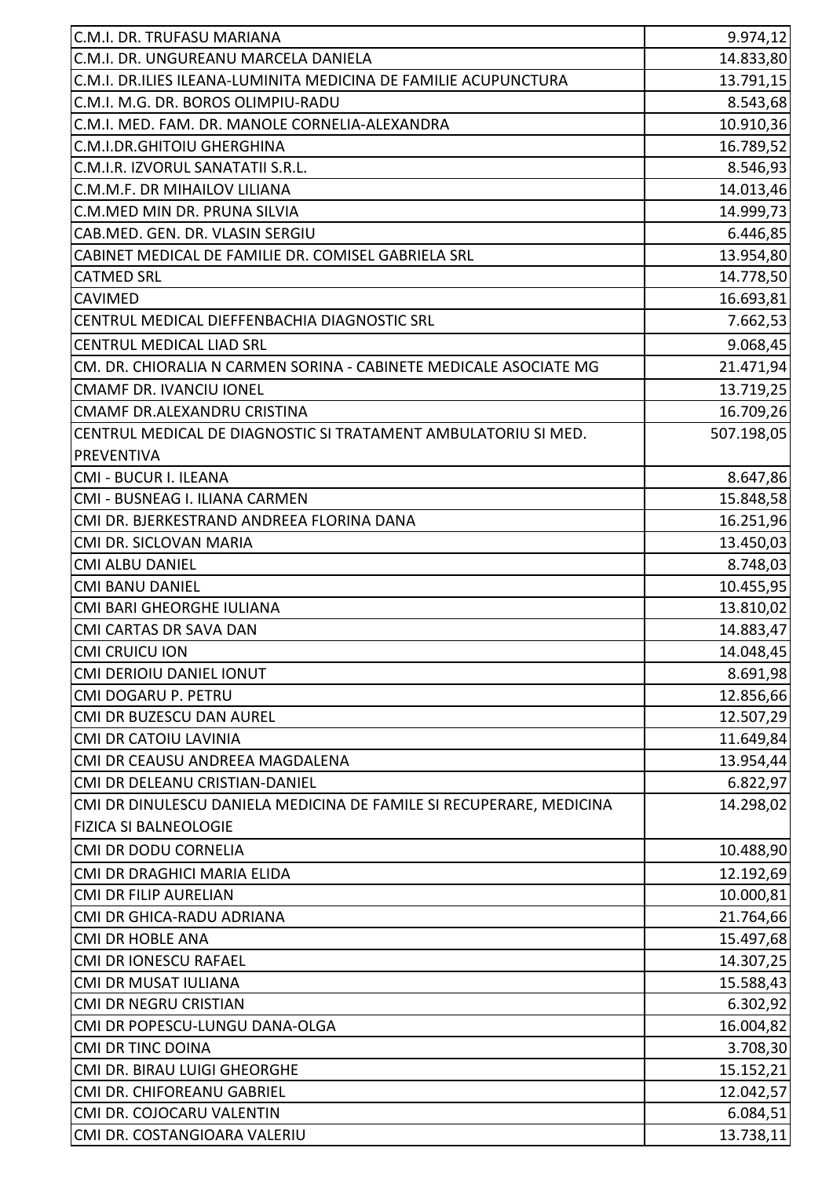| | |
|---|---|
| C.M.I. DR. TRUFASU MARIANA | 9.974,12 |
| C.M.I. DR. UNGUREANU MARCELA DANIELA | 14.833,80 |
| C.M.I. DR.ILIES ILEANA-LUMINITA MEDICINA DE FAMILIE ACUPUNCTURA | 13.791,15 |
| C.M.I. M.G. DR. BOROS OLIMPIU-RADU | 8.543,68 |
| C.M.I. MED. FAM. DR. MANOLE CORNELIA-ALEXANDRA | 10.910,36 |
| C.M.I.DR.GHITOIU GHERGHINA | 16.789,52 |
| C.M.I.R. IZVORUL SANATATII S.R.L. | 8.546,93 |
| C.M.M.F. DR MIHAILOV LILIANA | 14.013,46 |
| C.M.MED MIN DR. PRUNA SILVIA | 14.999,73 |
| CAB.MED. GEN. DR. VLASIN SERGIU | 6.446,85 |
| CABINET MEDICAL DE FAMILIE DR. COMISEL GABRIELA SRL | 13.954,80 |
| CATMED SRL | 14.778,50 |
| CAVIMED | 16.693,81 |
| CENTRUL MEDICAL DIEFFENBACHIA DIAGNOSTIC SRL | 7.662,53 |
| CENTRUL MEDICAL LIAD SRL | 9.068,45 |
| CM. DR. CHIORALIA N CARMEN SORINA - CABINETE MEDICALE ASOCIATE MG | 21.471,94 |
| CMAMF DR. IVANCIU IONEL | 13.719,25 |
| CMAMF DR.ALEXANDRU CRISTINA | 16.709,26 |
| CENTRUL MEDICAL DE DIAGNOSTIC SI TRATAMENT AMBULATORIU SI MED. PREVENTIVA | 507.198,05 |
| CMI - BUCUR I. ILEANA | 8.647,86 |
| CMI - BUSNEAG I. ILIANA CARMEN | 15.848,58 |
| CMI DR. BJERKESTRAND ANDREEA FLORINA DANA | 16.251,96 |
| CMI DR. SICLOVAN MARIA | 13.450,03 |
| CMI ALBU DANIEL | 8.748,03 |
| CMI BANU DANIEL | 10.455,95 |
| CMI BARI GHEORGHE IULIANA | 13.810,02 |
| CMI CARTAS DR SAVA DAN | 14.883,47 |
| CMI CRUICU ION | 14.048,45 |
| CMI DERIOIU DANIEL IONUT | 8.691,98 |
| CMI DOGARU P. PETRU | 12.856,66 |
| CMI DR BUZESCU DAN AUREL | 12.507,29 |
| CMI DR CATOIU LAVINIA | 11.649,84 |
| CMI DR CEAUSU ANDREEA MAGDALENA | 13.954,44 |
| CMI DR DELEANU CRISTIAN-DANIEL | 6.822,97 |
| CMI DR DINULESCU DANIELA MEDICINA DE FAMILE SI RECUPERARE, MEDICINA FIZICA SI BALNEOLOGIE | 14.298,02 |
| CMI DR DODU CORNELIA | 10.488,90 |
| CMI DR DRAGHICI MARIA ELIDA | 12.192,69 |
| CMI DR FILIP AURELIAN | 10.000,81 |
| CMI DR GHICA-RADU ADRIANA | 21.764,66 |
| CMI DR HOBLE ANA | 15.497,68 |
| CMI DR IONESCU RAFAEL | 14.307,25 |
| CMI DR MUSAT IULIANA | 15.588,43 |
| CMI DR NEGRU CRISTIAN | 6.302,92 |
| CMI DR POPESCU-LUNGU DANA-OLGA | 16.004,82 |
| CMI DR TINC DOINA | 3.708,30 |
| CMI DR. BIRAU LUIGI GHEORGHE | 15.152,21 |
| CMI DR. CHIFOREANU GABRIEL | 12.042,57 |
| CMI DR. COJOCARU VALENTIN | 6.084,51 |
| CMI DR. COSTANGIOARA VALERIU | 13.738,11 |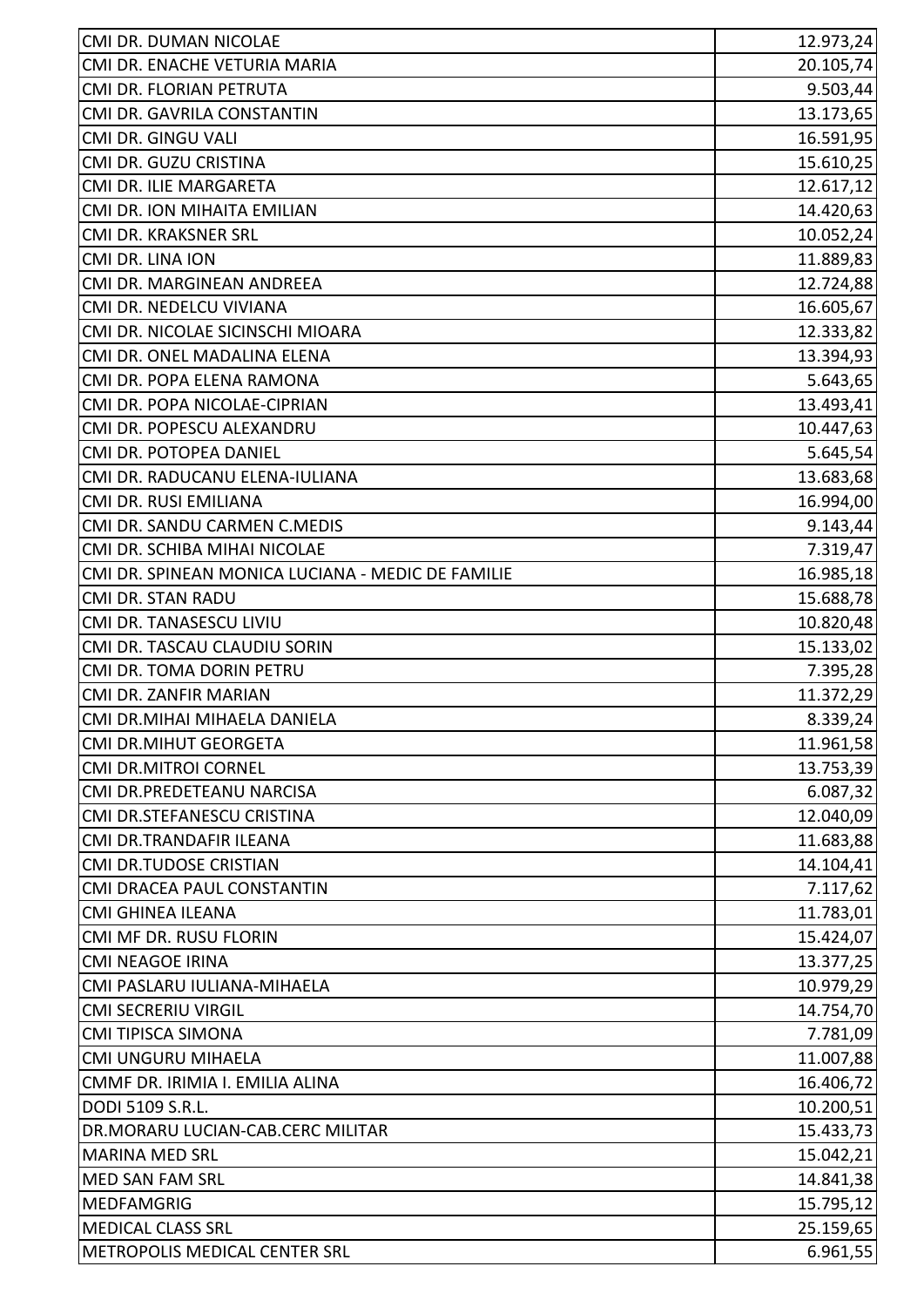| | |
|---|---|
| CMI DR. DUMAN NICOLAE | 12.973,24 |
| CMI DR. ENACHE VETURIA MARIA | 20.105,74 |
| CMI DR. FLORIAN PETRUTA | 9.503,44 |
| CMI DR. GAVRILA CONSTANTIN | 13.173,65 |
| CMI DR. GINGU VALI | 16.591,95 |
| CMI DR. GUZU CRISTINA | 15.610,25 |
| CMI DR. ILIE MARGARETA | 12.617,12 |
| CMI DR. ION MIHAITA EMILIAN | 14.420,63 |
| CMI DR. KRAKSNER SRL | 10.052,24 |
| CMI DR. LINA ION | 11.889,83 |
| CMI DR. MARGINEAN ANDREEA | 12.724,88 |
| CMI DR. NEDELCU VIVIANA | 16.605,67 |
| CMI DR. NICOLAE SICINSCHI MIOARA | 12.333,82 |
| CMI DR. ONEL MADALINA ELENA | 13.394,93 |
| CMI DR. POPA ELENA RAMONA | 5.643,65 |
| CMI DR. POPA NICOLAE-CIPRIAN | 13.493,41 |
| CMI DR. POPESCU ALEXANDRU | 10.447,63 |
| CMI DR. POTOPEA DANIEL | 5.645,54 |
| CMI DR. RADUCANU ELENA-IULIANA | 13.683,68 |
| CMI DR. RUSI EMILIANA | 16.994,00 |
| CMI DR. SANDU CARMEN C.MEDIS | 9.143,44 |
| CMI DR. SCHIBA MIHAI NICOLAE | 7.319,47 |
| CMI DR. SPINEAN MONICA LUCIANA - MEDIC DE FAMILIE | 16.985,18 |
| CMI DR. STAN RADU | 15.688,78 |
| CMI DR. TANASESCU LIVIU | 10.820,48 |
| CMI DR. TASCAU CLAUDIU SORIN | 15.133,02 |
| CMI DR. TOMA DORIN PETRU | 7.395,28 |
| CMI DR. ZANFIR MARIAN | 11.372,29 |
| CMI DR.MIHAI MIHAELA DANIELA | 8.339,24 |
| CMI DR.MIHUT GEORGETA | 11.961,58 |
| CMI DR.MITROI CORNEL | 13.753,39 |
| CMI DR.PREDETEANU NARCISA | 6.087,32 |
| CMI DR.STEFANESCU CRISTINA | 12.040,09 |
| CMI DR.TRANDAFIR ILEANA | 11.683,88 |
| CMI DR.TUDOSE CRISTIAN | 14.104,41 |
| CMI DRACEA PAUL CONSTANTIN | 7.117,62 |
| CMI GHINEA ILEANA | 11.783,01 |
| CMI MF DR. RUSU FLORIN | 15.424,07 |
| CMI NEAGOE IRINA | 13.377,25 |
| CMI PASLARU IULIANA-MIHAELA | 10.979,29 |
| CMI SECRERIU VIRGIL | 14.754,70 |
| CMI TIPISCA SIMONA | 7.781,09 |
| CMI UNGURU MIHAELA | 11.007,88 |
| CMMF DR. IRIMIA I. EMILIA ALINA | 16.406,72 |
| DODI 5109 S.R.L. | 10.200,51 |
| DR.MORARU LUCIAN-CAB.CERC MILITAR | 15.433,73 |
| MARINA MED SRL | 15.042,21 |
| MED SAN FAM SRL | 14.841,38 |
| MEDFAMGRIG | 15.795,12 |
| MEDICAL CLASS SRL | 25.159,65 |
| METROPOLIS MEDICAL CENTER SRL | 6.961,55 |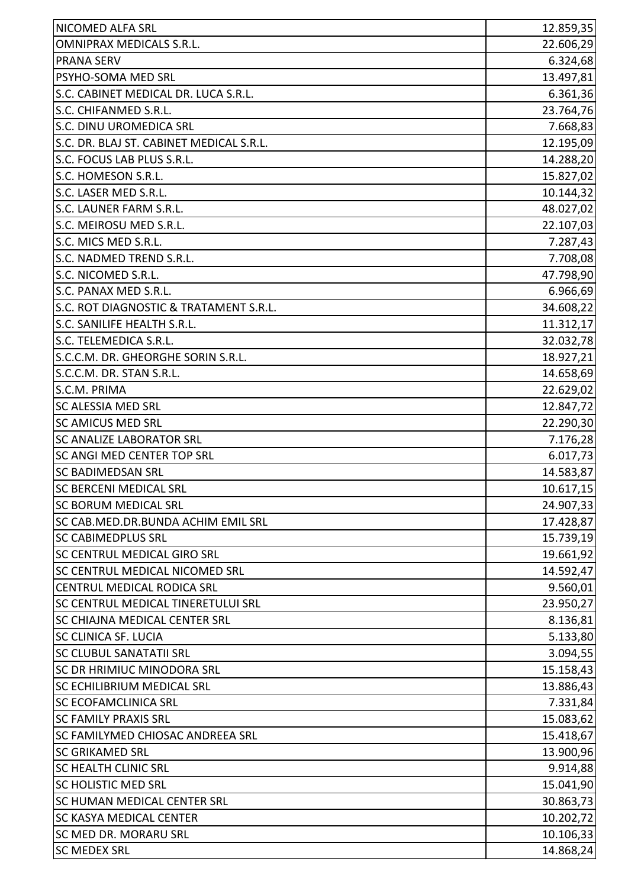| | |
|---|---|
| NICOMED ALFA SRL | 12.859,35 |
| OMNIPRAX MEDICALS S.R.L. | 22.606,29 |
| PRANA SERV | 6.324,68 |
| PSYHO-SOMA MED SRL | 13.497,81 |
| S.C. CABINET MEDICAL DR. LUCA S.R.L. | 6.361,36 |
| S.C. CHIFANMED S.R.L. | 23.764,76 |
| S.C. DINU UROMEDICA SRL | 7.668,83 |
| S.C. DR. BLAJ ST. CABINET MEDICAL S.R.L. | 12.195,09 |
| S.C. FOCUS LAB PLUS S.R.L. | 14.288,20 |
| S.C. HOMESON S.R.L. | 15.827,02 |
| S.C. LASER MED S.R.L. | 10.144,32 |
| S.C. LAUNER FARM S.R.L. | 48.027,02 |
| S.C. MEIROSU MED S.R.L. | 22.107,03 |
| S.C. MICS MED S.R.L. | 7.287,43 |
| S.C. NADMED TREND S.R.L. | 7.708,08 |
| S.C. NICOMED S.R.L. | 47.798,90 |
| S.C. PANAX MED S.R.L. | 6.966,69 |
| S.C. ROT DIAGNOSTIC & TRATAMENT S.R.L. | 34.608,22 |
| S.C. SANILIFE HEALTH S.R.L. | 11.312,17 |
| S.C. TELEMEDICA S.R.L. | 32.032,78 |
| S.C.C.M. DR. GHEORGHE SORIN S.R.L. | 18.927,21 |
| S.C.C.M. DR. STAN S.R.L. | 14.658,69 |
| S.C.M. PRIMA | 22.629,02 |
| SC ALESSIA MED SRL | 12.847,72 |
| SC AMICUS MED SRL | 22.290,30 |
| SC ANALIZE LABORATOR SRL | 7.176,28 |
| SC ANGI MED CENTER TOP SRL | 6.017,73 |
| SC BADIMEDSAN SRL | 14.583,87 |
| SC BERCENI MEDICAL SRL | 10.617,15 |
| SC BORUM MEDICAL SRL | 24.907,33 |
| SC CAB.MED.DR.BUNDA ACHIM EMIL SRL | 17.428,87 |
| SC CABIMEDPLUS SRL | 15.739,19 |
| SC CENTRUL MEDICAL GIRO SRL | 19.661,92 |
| SC CENTRUL MEDICAL NICOMED SRL | 14.592,47 |
| CENTRUL MEDICAL RODICA SRL | 9.560,01 |
| SC CENTRUL MEDICAL TINERETULUI SRL | 23.950,27 |
| SC CHIAJNA MEDICAL CENTER SRL | 8.136,81 |
| SC CLINICA SF. LUCIA | 5.133,80 |
| SC CLUBUL SANATATII SRL | 3.094,55 |
| SC DR HRIMIUC MINODORA SRL | 15.158,43 |
| SC ECHILIBRIUM MEDICAL SRL | 13.886,43 |
| SC ECOFAMCLINICA SRL | 7.331,84 |
| SC FAMILY PRAXIS SRL | 15.083,62 |
| SC FAMILYMED CHIOSAC ANDREEA SRL | 15.418,67 |
| SC GRIKAMED SRL | 13.900,96 |
| SC HEALTH CLINIC SRL | 9.914,88 |
| SC HOLISTIC MED SRL | 15.041,90 |
| SC HUMAN MEDICAL CENTER SRL | 30.863,73 |
| SC KASYA MEDICAL CENTER | 10.202,72 |
| SC MED DR. MORARU SRL | 10.106,33 |
| SC MEDEX SRL | 14.868,24 |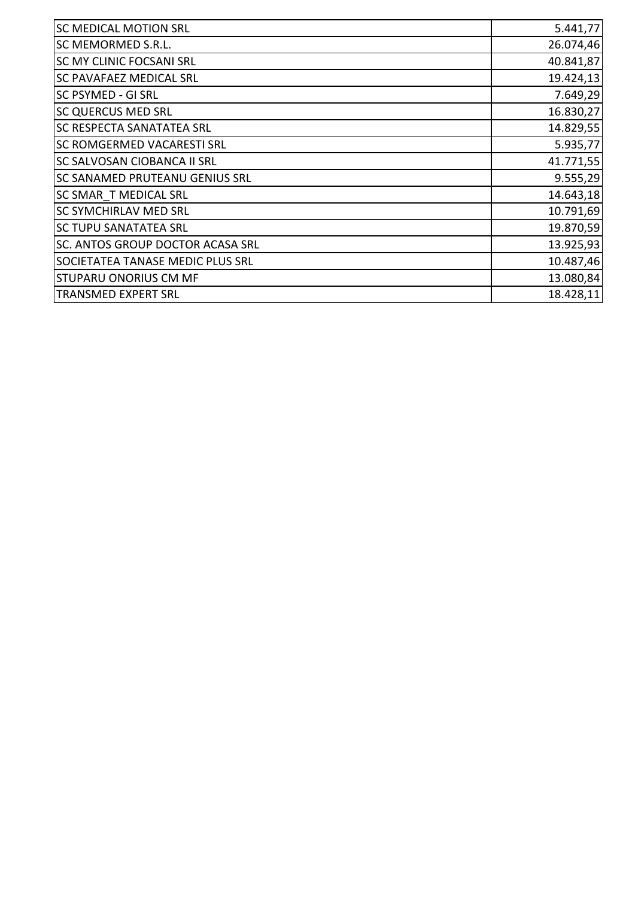| | |
|---|---|
| SC MEDICAL MOTION SRL | 5.441,77 |
| SC MEMORMED S.R.L. | 26.074,46 |
| SC MY CLINIC FOCSANI SRL | 40.841,87 |
| SC PAVAFAEZ MEDICAL SRL | 19.424,13 |
| SC PSYMED - GI SRL | 7.649,29 |
| SC QUERCUS MED SRL | 16.830,27 |
| SC RESPECTA SANATATEA SRL | 14.829,55 |
| SC ROMGERMED VACARESTI SRL | 5.935,77 |
| SC SALVOSAN CIOBANCA II SRL | 41.771,55 |
| SC SANAMED PRUTEANU GENIUS SRL | 9.555,29 |
| SC SMAR_T MEDICAL SRL | 14.643,18 |
| SC SYMCHIRLAV MED SRL | 10.791,69 |
| SC TUPU SANATATEA SRL | 19.870,59 |
| SC. ANTOS GROUP DOCTOR ACASA SRL | 13.925,93 |
| SOCIETATEA TANASE MEDIC PLUS SRL | 10.487,46 |
| STUPARU ONORIUS CM MF | 13.080,84 |
| TRANSMED EXPERT SRL | 18.428,11 |